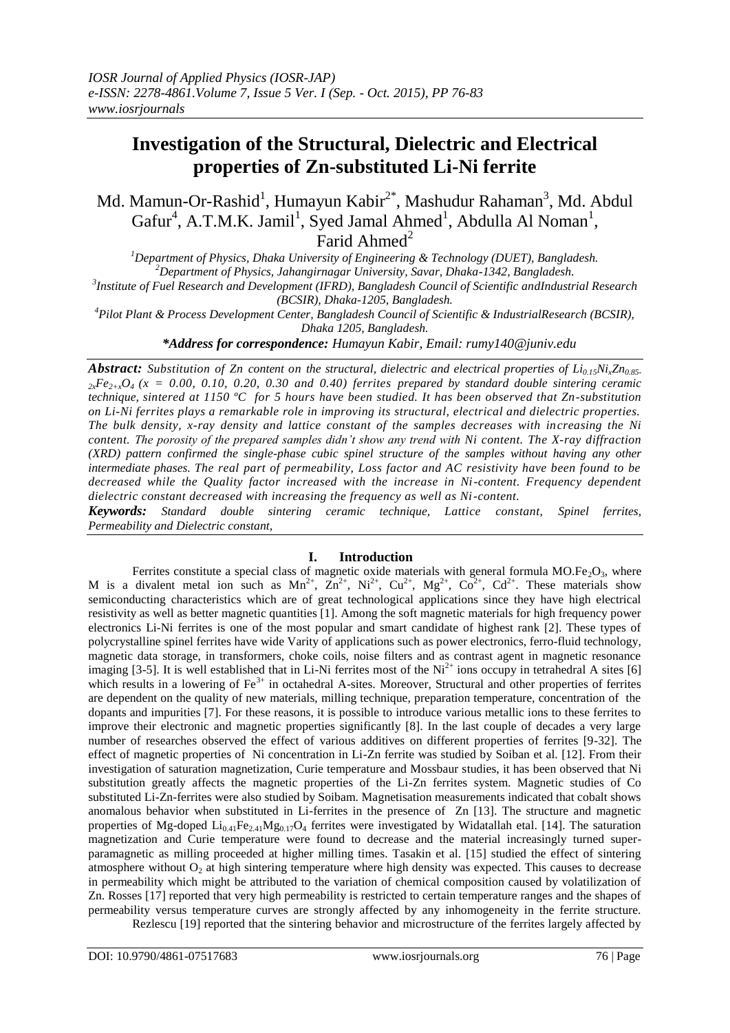# Investigation of the Structural, Dielectric and Electrical properties of Zn-substituted Li-Ni ferrite

Md. Mamun-Or-Rashid[1], Humayun Kabir[2*], Mashudur Rahaman[3], Md. Abdul Gafur[4], A.T.M.K. Jamil[1], Syed Jamal Ahmed[1], Abdulla Al Noman[1], Farid Ahmed[2]

[1]Department of Physics, Dhaka University of Engineering & Technology (DUET), Bangladesh.
[2]Department of Physics, Jahangirnagar University, Savar, Dhaka-1342, Bangladesh.
[3]Institute of Fuel Research and Development (IFRD), Bangladesh Council of Scientific andIndustrial Research (BCSIR), Dhaka-1205, Bangladesh.
[4]Pilot Plant & Process Development Center, Bangladesh Council of Scientific & IndustrialResearch (BCSIR), Dhaka 1205, Bangladesh.

***Address for correspondence:** Humayun Kabir, Email: rumy140@juniv.edu*

***Abstract:*** *Substitution of Zn content on the structural, dielectric and electrical properties of $Li_{0.15}Ni_xZn_{0.85-2x}Fe_{2+x}O_4$ (x = 0.00, 0.10, 0.20, 0.30 and 0.40) ferrites prepared by standard double sintering ceramic technique, sintered at 1150 ºC for 5 hours have been studied. It has been observed that Zn-substitution on Li-Ni ferrites plays a remarkable role in improving its structural, electrical and dielectric properties. The bulk density, x-ray density and lattice constant of the samples decreases with increasing the Ni content. The porosity of the prepared samples didn't show any trend with Ni content. The X-ray diffraction (XRD) pattern confirmed the single-phase cubic spinel structure of the samples without having any other intermediate phases. The real part of permeability, Loss factor and AC resistivity have been found to be decreased while the Quality factor increased with the increase in Ni-content. Frequency dependent dielectric constant decreased with increasing the frequency as well as Ni-content.*

***Keywords:*** *Standard double sintering ceramic technique, Lattice constant, Spinel ferrites, Permeability and Dielectric constant,*

## I. Introduction

Ferrites constitute a special class of magnetic oxide materials with general formula $MO.Fe_2O_3$, where M is a divalent metal ion such as $Mn^{2+}$, $Zn^{2+}$, $Ni^{2+}$, $Cu^{2+}$, $Mg^{2+}$, $Co^{2+}$, $Cd^{2+}$. These materials show semiconducting characteristics which are of great technological applications since they have high electrical resistivity as well as better magnetic quantities [1]. Among the soft magnetic materials for high frequency power electronics Li-Ni ferrites is one of the most popular and smart candidate of highest rank [2]. These types of polycrystalline spinel ferrites have wide Varity of applications such as power electronics, ferro-fluid technology, magnetic data storage, in transformers, choke coils, noise filters and as contrast agent in magnetic resonance imaging [3-5]. It is well established that in Li-Ni ferrites most of the $Ni^{2+}$ ions occupy in tetrahedral A sites [6] which results in a lowering of $Fe^{3+}$ in octahedral A-sites. Moreover, Structural and other properties of ferrites are dependent on the quality of new materials, milling technique, preparation temperature, concentration of the dopants and impurities [7]. For these reasons, it is possible to introduce various metallic ions to these ferrites to improve their electronic and magnetic properties significantly [8]. In the last couple of decades a very large number of researches observed the effect of various additives on different properties of ferrites [9-32]. The effect of magnetic properties of Ni concentration in Li-Zn ferrite was studied by Soiban et al. [12]. From their investigation of saturation magnetization, Curie temperature and Mossbaur studies, it has been observed that Ni substitution greatly affects the magnetic properties of the Li-Zn ferrites system. Magnetic studies of Co substituted Li-Zn-ferrites were also studied by Soibam. Magnetisation measurements indicated that cobalt shows anomalous behavior when substituted in Li-ferrites in the presence of Zn [13]. The structure and magnetic properties of Mg-doped $Li_{0.41}Fe_{2.41}Mg_{0.17}O_4$ ferrites were investigated by Widatallah etal. [14]. The saturation magnetization and Curie temperature were found to decrease and the material increasingly turned super-paramagnetic as milling proceeded at higher milling times. Tasakin et al. [15] studied the effect of sintering atmosphere without $O_2$ at high sintering temperature where high density was expected. This causes to decrease in permeability which might be attributed to the variation of chemical composition caused by volatilization of Zn. Rosses [17] reported that very high permeability is restricted to certain temperature ranges and the shapes of permeability versus temperature curves are strongly affected by any inhomogeneity in the ferrite structure.

Rezlescu [19] reported that the sintering behavior and microstructure of the ferrites largely affected by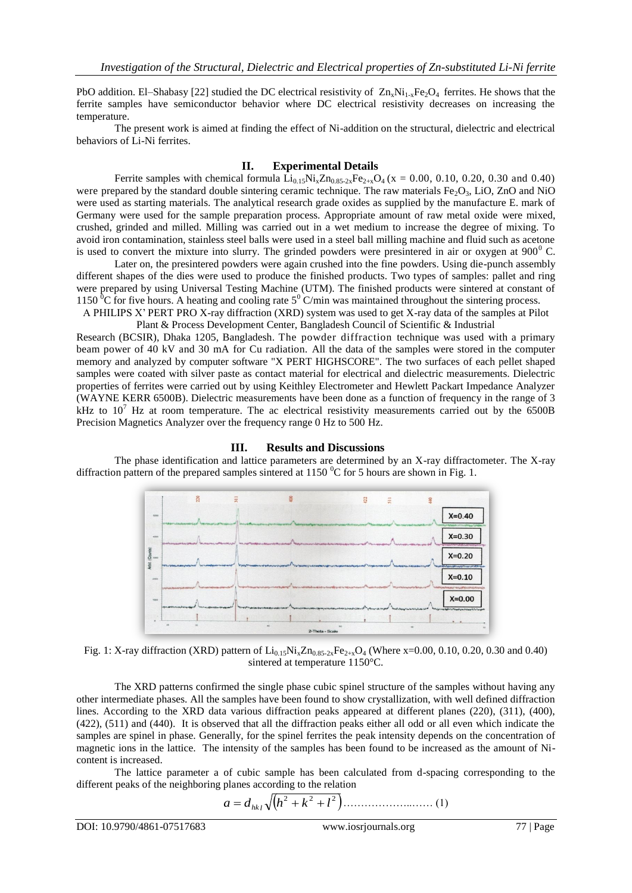PbO addition. El–Shabasy [22] studied the DC electrical resistivity of $Zn_xNi_{1-x}Fe_2O_4$ ferrites. He shows that the ferrite samples have semiconductor behavior where DC electrical resistivity decreases on increasing the temperature.

The present work is aimed at finding the effect of Ni-addition on the structural, dielectric and electrical behaviors of Li-Ni ferrites.

## II. Experimental Details

Ferrite samples with chemical formula $Li_{0.15}Ni_xZn_{0.85-2x}Fe_{2+x}O_4$ (x = 0.00, 0.10, 0.20, 0.30 and 0.40) were prepared by the standard double sintering ceramic technique. The raw materials $Fe_2O_3$, LiO, ZnO and NiO were used as starting materials. The analytical research grade oxides as supplied by the manufacture E. mark of Germany were used for the sample preparation process. Appropriate amount of raw metal oxide were mixed, crushed, grinded and milled. Milling was carried out in a wet medium to increase the degree of mixing. To avoid iron contamination, stainless steel balls were used in a steel ball milling machine and fluid such as acetone is used to convert the mixture into slurry. The grinded powders were presintered in air or oxygen at $900^0$ C.

Later on, the presintered powders were again crushed into the fine powders. Using die-punch assembly different shapes of the dies were used to produce the finished products. Two types of samples: pallet and ring were prepared by using Universal Testing Machine (UTM). The finished products were sintered at constant of 1150 $^0$C for five hours. A heating and cooling rate $5^0$ C/min was maintained throughout the sintering process.

A PHILIPS X' PERT PRO X-ray diffraction (XRD) system was used to get X-ray data of the samples at Pilot Plant & Process Development Center, Bangladesh Council of Scientific & Industrial Research (BCSIR), Dhaka 1205, Bangladesh. The powder diffraction technique was used with a primary beam power of 40 kV and 30 mA for Cu radiation. All the data of the samples were stored in the computer memory and analyzed by computer software "X PERT HIGHSCORE". The two surfaces of each pellet shaped samples were coated with silver paste as contact material for electrical and dielectric measurements. Dielectric properties of ferrites were carried out by using Keithley Electrometer and Hewlett Packart Impedance Analyzer (WAYNE KERR 6500B). Dielectric measurements have been done as a function of frequency in the range of 3 kHz to $10^7$ Hz at room temperature. The ac electrical resistivity measurements carried out by the 6500B Precision Magnetics Analyzer over the frequency range 0 Hz to 500 Hz.

## III. Results and Discussions

The phase identification and lattice parameters are determined by an X-ray diffractometer. The X-ray diffraction pattern of the prepared samples sintered at 1150 $^0$C for 5 hours are shown in Fig. 1.

Fig. 1: X-ray diffraction (XRD) pattern of $Li_{0.15}Ni_xZn_{0.85-2x}Fe_{2+x}O_4$ (Where x=0.00, 0.10, 0.20, 0.30 and 0.40) sintered at temperature 1150°C.

The XRD patterns confirmed the single phase cubic spinel structure of the samples without having any other intermediate phases. All the samples have been found to show crystallization, with well defined diffraction lines. According to the XRD data various diffraction peaks appeared at different planes (220), (311), (400), (422), (511) and (440). It is observed that all the diffraction peaks either all odd or all even which indicate the samples are spinel in phase. Generally, for the spinel ferrites the peak intensity depends on the concentration of magnetic ions in the lattice. The intensity of the samples has been found to be increased as the amount of Ni-content is increased.

The lattice parameter a of cubic sample has been calculated from d-spacing corresponding to the different peaks of the neighboring planes according to the relation

$$a = d_{hkl}\sqrt{\left(h^2 + k^2 + l^2\right)} \quad \text{……………………… (1)}$$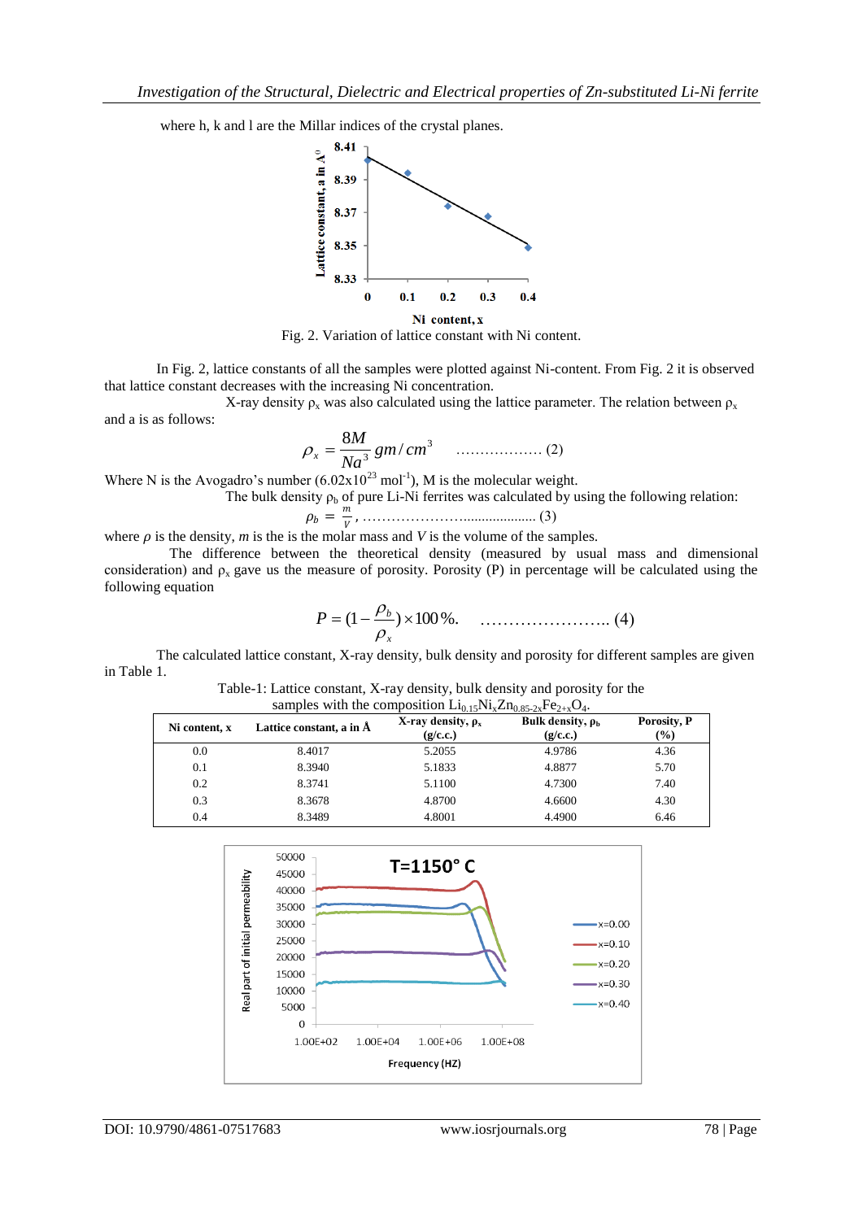where h, k and l are the Millar indices of the crystal planes.

Fig. 2. Variation of lattice constant with Ni content.

In Fig. 2, lattice constants of all the samples were plotted against Ni-content. From Fig. 2 it is observed that lattice constant decreases with the increasing Ni concentration.

X-ray density $\rho_x$ was also calculated using the lattice parameter. The relation between $\rho_x$ and a is as follows:

$$\rho_x = \frac{8M}{Na^3} gm/cm^3 \quad \text{.................. (2)}$$

Where N is the Avogadro's number ($6.02\text{x}10^{23}$ $mol^{-1}$), M is the molecular weight.

The bulk density $\rho_b$ of pure Li-Ni ferrites was calculated by using the following relation:

$$\rho_b = \frac{m}{V}, \quad \text{.......................................... (3)}$$

where $\rho$ is the density, $m$ is the molar mass and $V$ is the volume of the samples.

The difference between the theoretical density (measured by usual mass and dimensional consideration) and $\rho_x$ gave us the measure of porosity. Porosity (P) in percentage will be calculated using the following equation

$$P = (1 - \frac{\rho_b}{\rho_x}) \times 100\%. \quad \text{...................... (4)}$$

The calculated lattice constant, X-ray density, bulk density and porosity for different samples are given in Table 1.

Table-1: Lattice constant, X-ray density, bulk density and porosity for the samples with the composition $Li_{0.15}Ni_xZn_{0.85-2x}Fe_{2+x}O_4$.

| Ni content, x | Lattice constant, a in Å | X-ray density, $\rho_x$ (g/c.c.) | Bulk density, $\rho_b$ (g/c.c.) | Porosity, P (%) |
|---|---|---|---|---|
| 0.0 | 8.4017 | 5.2055 | 4.9786 | 4.36 |
| 0.1 | 8.3940 | 5.1833 | 4.8877 | 5.70 |
| 0.2 | 8.3741 | 5.1100 | 4.7300 | 7.40 |
| 0.3 | 8.3678 | 4.8700 | 4.6600 | 4.30 |
| 0.4 | 8.3489 | 4.8001 | 4.4900 | 6.46 |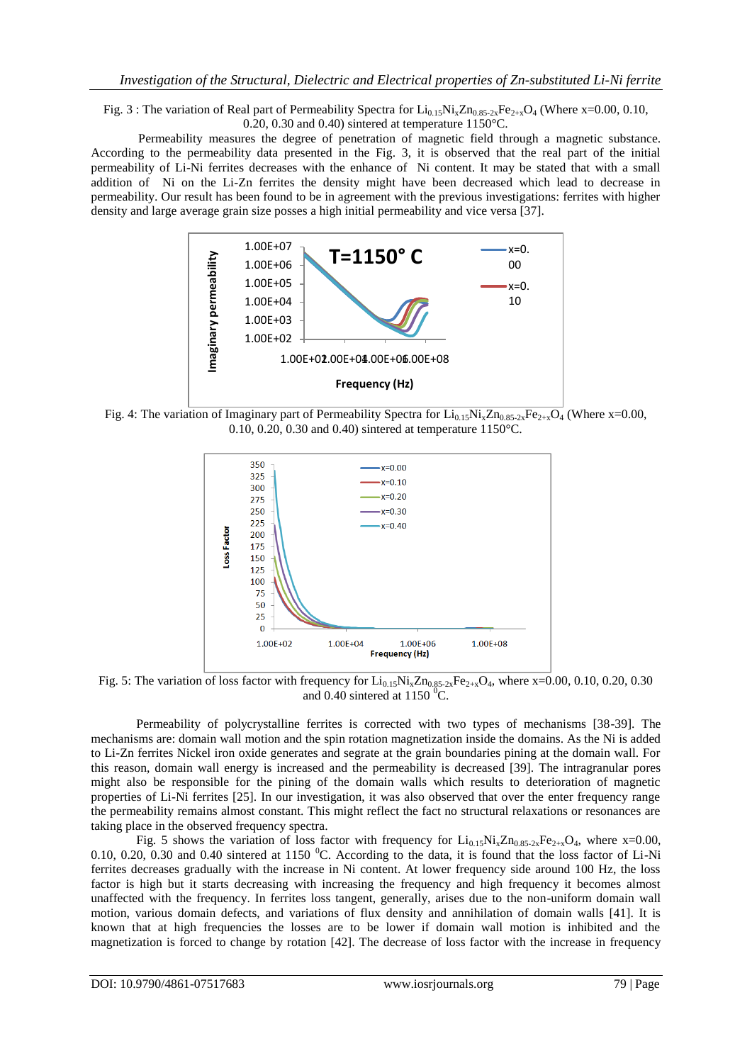Fig. 3 : The variation of Real part of Permeability Spectra for $Li_{0.15}Ni_xZn_{0.85-2x}Fe_{2+x}O_4$ (Where x=0.00, 0.10, 0.20, 0.30 and 0.40) sintered at temperature 1150°C.

Permeability measures the degree of penetration of magnetic field through a magnetic substance. According to the permeability data presented in the Fig. 3, it is observed that the real part of the initial permeability of Li-Ni ferrites decreases with the enhance of Ni content. It may be stated that with a small addition of Ni on the Li-Zn ferrites the density might have been decreased which lead to decrease in permeability. Our result has been found to be in agreement with the previous investigations: ferrites with higher density and large average grain size posses a high initial permeability and vice versa [37].

Fig. 4: The variation of Imaginary part of Permeability Spectra for $Li_{0.15}Ni_xZn_{0.85-2x}Fe_{2+x}O_4$ (Where x=0.00, 0.10, 0.20, 0.30 and 0.40) sintered at temperature 1150°C.

Fig. 5: The variation of loss factor with frequency for $Li_{0.15}Ni_xZn_{0.85-2x}Fe_{2+x}O_4$, where x=0.00, 0.10, 0.20, 0.30 and 0.40 sintered at 1150 $^0$C.

Permeability of polycrystalline ferrites is corrected with two types of mechanisms [38-39]. The mechanisms are: domain wall motion and the spin rotation magnetization inside the domains. As the Ni is added to Li-Zn ferrites Nickel iron oxide generates and segrate at the grain boundaries pining at the domain wall. For this reason, domain wall energy is increased and the permeability is decreased [39]. The intragranular pores might also be responsible for the pining of the domain walls which results to deterioration of magnetic properties of Li-Ni ferrites [25]. In our investigation, it was also observed that over the enter frequency range the permeability remains almost constant. This might reflect the fact no structural relaxations or resonances are taking place in the observed frequency spectra.

Fig. 5 shows the variation of loss factor with frequency for $Li_{0.15}Ni_xZn_{0.85-2x}Fe_{2+x}O_4$, where x=0.00, 0.10, 0.20, 0.30 and 0.40 sintered at 1150 $^0$C. According to the data, it is found that the loss factor of Li-Ni ferrites decreases gradually with the increase in Ni content. At lower frequency side around 100 Hz, the loss factor is high but it starts decreasing with increasing the frequency and high frequency it becomes almost unaffected with the frequency. In ferrites loss tangent, generally, arises due to the non-uniform domain wall motion, various domain defects, and variations of flux density and annihilation of domain walls [41]. It is known that at high frequencies the losses are to be lower if domain wall motion is inhibited and the magnetization is forced to change by rotation [42]. The decrease of loss factor with the increase in frequency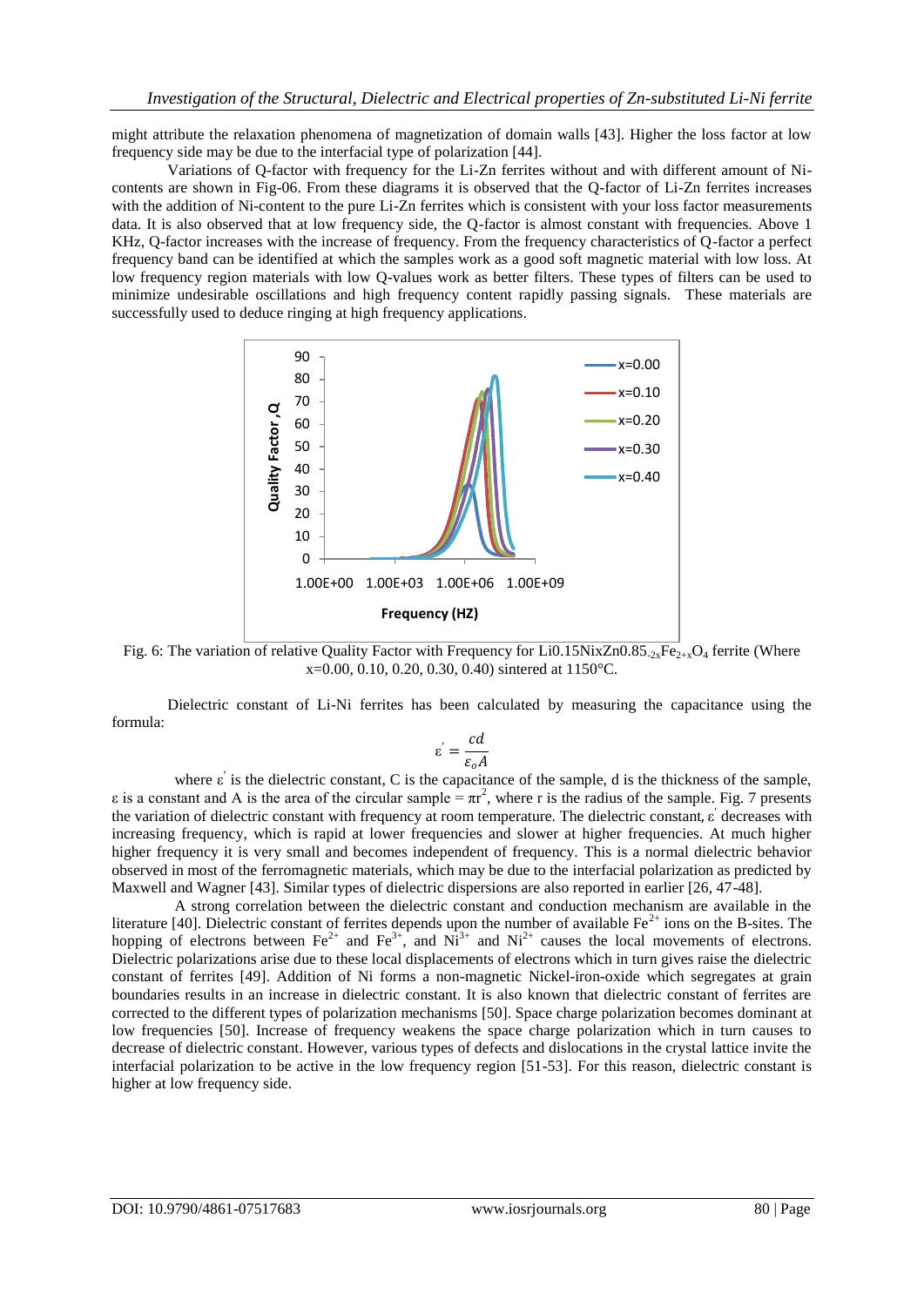might attribute the relaxation phenomena of magnetization of domain walls [43]. Higher the loss factor at low frequency side may be due to the interfacial type of polarization [44].

Variations of Q-factor with frequency for the Li-Zn ferrites without and with different amount of Ni-contents are shown in Fig-06. From these diagrams it is observed that the Q-factor of Li-Zn ferrites increases with the addition of Ni-content to the pure Li-Zn ferrites which is consistent with your loss factor measurements data. It is also observed that at low frequency side, the Q-factor is almost constant with frequencies. Above 1 KHz, Q-factor increases with the increase of frequency. From the frequency characteristics of Q-factor a perfect frequency band can be identified at which the samples work as a good soft magnetic material with low loss. At low frequency region materials with low Q-values work as better filters. These types of filters can be used to minimize undesirable oscillations and high frequency content rapidly passing signals. These materials are successfully used to deduce ringing at high frequency applications.

Fig. 6: The variation of relative Quality Factor with Frequency for $Li_{0.15}Ni_xZn_{0.85-2x}Fe_{2+x}O_4$ ferrite (Where x=0.00, 0.10, 0.20, 0.30, 0.40) sintered at 1150°C.

Dielectric constant of Li-Ni ferrites has been calculated by measuring the capacitance using the formula:

$$\varepsilon' = \frac{cd}{\varepsilon_o A}$$

where $\varepsilon'$ is the dielectric constant, C is the capacitance of the sample, d is the thickness of the sample, ε is a constant and A is the area of the circular sample = $\pi r^2$, where r is the radius of the sample. Fig. 7 presents the variation of dielectric constant with frequency at room temperature. The dielectric constant, $\varepsilon'$ decreases with increasing frequency, which is rapid at lower frequencies and slower at higher frequencies. At much higher higher frequency it is very small and becomes independent of frequency. This is a normal dielectric behavior observed in most of the ferromagnetic materials, which may be due to the interfacial polarization as predicted by Maxwell and Wagner [43]. Similar types of dielectric dispersions are also reported in earlier [26, 47-48].

A strong correlation between the dielectric constant and conduction mechanism are available in the literature [40]. Dielectric constant of ferrites depends upon the number of available $Fe^{2+}$ ions on the B-sites. The hopping of electrons between $Fe^{2+}$ and $Fe^{3+}$, and $Ni^{3+}$ and $Ni^{2+}$ causes the local movements of electrons. Dielectric polarizations arise due to these local displacements of electrons which in turn gives raise the dielectric constant of ferrites [49]. Addition of Ni forms a non-magnetic Nickel-iron-oxide which segregates at grain boundaries results in an increase in dielectric constant. It is also known that dielectric constant of ferrites are corrected to the different types of polarization mechanisms [50]. Space charge polarization becomes dominant at low frequencies [50]. Increase of frequency weakens the space charge polarization which in turn causes to decrease of dielectric constant. However, various types of defects and dislocations in the crystal lattice invite the interfacial polarization to be active in the low frequency region [51-53]. For this reason, dielectric constant is higher at low frequency side.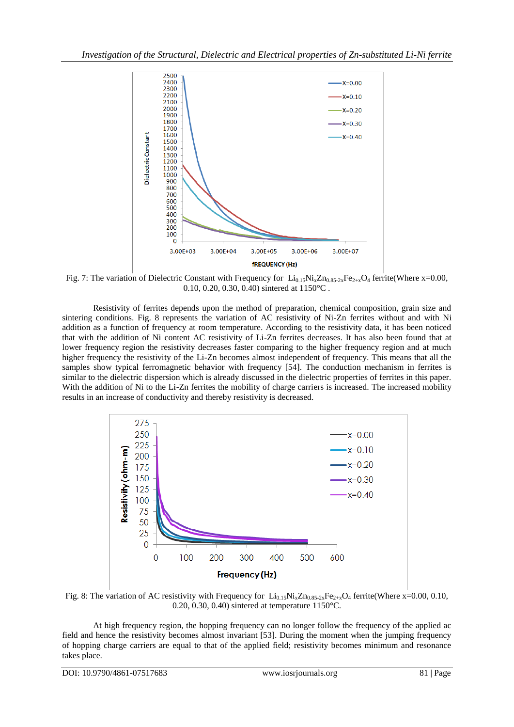Fig. 7: The variation of Dielectric Constant with Frequency for $Li_{0.15}Ni_xZn_{0.85-2x}Fe_{2+x}O_4$ ferrite(Where x=0.00, 0.10, 0.20, 0.30, 0.40) sintered at 1150°C .

Resistivity of ferrites depends upon the method of preparation, chemical composition, grain size and sintering conditions. Fig. 8 represents the variation of AC resistivity of Ni-Zn ferrites without and with Ni addition as a function of frequency at room temperature. According to the resistivity data, it has been noticed that with the addition of Ni content AC resistivity of Li-Zn ferrites decreases. It has also been found that at lower frequency region the resistivity decreases faster comparing to the higher frequency region and at much higher frequency the resistivity of the Li-Zn becomes almost independent of frequency. This means that all the samples show typical ferromagnetic behavior with frequency [54]. The conduction mechanism in ferrites is similar to the dielectric dispersion which is already discussed in the dielectric properties of ferrites in this paper. With the addition of Ni to the Li-Zn ferrites the mobility of charge carriers is increased. The increased mobility results in an increase of conductivity and thereby resistivity is decreased.

Fig. 8: The variation of AC resistivity with Frequency for $Li_{0.15}Ni_xZn_{0.85-2x}Fe_{2+x}O_4$ ferrite(Where x=0.00, 0.10, 0.20, 0.30, 0.40) sintered at temperature 1150°C.

At high frequency region, the hopping frequency can no longer follow the frequency of the applied ac field and hence the resistivity becomes almost invariant [53]. During the moment when the jumping frequency of hopping charge carriers are equal to that of the applied field; resistivity becomes minimum and resonance takes place.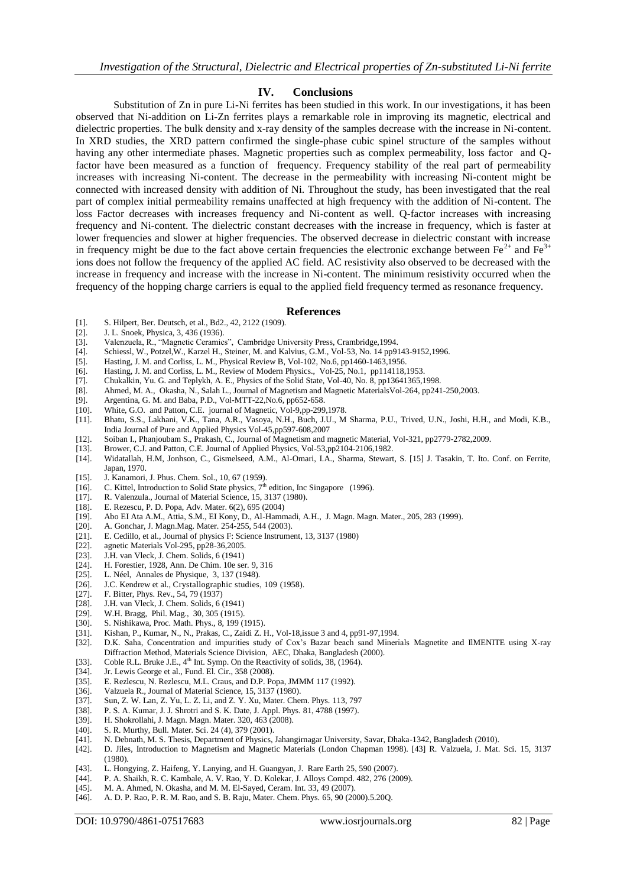## IV. Conclusions

Substitution of Zn in pure Li-Ni ferrites has been studied in this work. In our investigations, it has been observed that Ni-addition on Li-Zn ferrites plays a remarkable role in improving its magnetic, electrical and dielectric properties. The bulk density and x-ray density of the samples decrease with the increase in Ni-content. In XRD studies, the XRD pattern confirmed the single-phase cubic spinel structure of the samples without having any other intermediate phases. Magnetic properties such as complex permeability, loss factor and Q-factor have been measured as a function of frequency. Frequency stability of the real part of permeability increases with increasing Ni-content. The decrease in the permeability with increasing Ni-content might be connected with increased density with addition of Ni. Throughout the study, has been investigated that the real part of complex initial permeability remains unaffected at high frequency with the addition of Ni-content. The loss Factor decreases with increases frequency and Ni-content as well. Q-factor increases with increasing frequency and Ni-content. The dielectric constant decreases with the increase in frequency, which is faster at lower frequencies and slower at higher frequencies. The observed decrease in dielectric constant with increase in frequency might be due to the fact above certain frequencies the electronic exchange between $Fe^{2+}$ and $Fe^{3+}$ ions does not follow the frequency of the applied AC field. AC resistivity also observed to be decreased with the increase in frequency and increase with the increase in Ni-content. The minimum resistivity occurred when the frequency of the hopping charge carriers is equal to the applied field frequency termed as resonance frequency.

## References

[1]. S. Hilpert, Ber. Deutsch, et al., Bd2., 42, 2122 (1909).
[2]. J. L. Snoek, Physica, 3, 436 (1936).
[3]. Valenzuela, R., "Magnetic Ceramics", Cambridge University Press, Crambridge,1994.
[4]. Schiessl, W., Potzel,W., Karzel H., Steiner, M. and Kalvius, G.M., Vol-53, No. 14 pp9143-9152,1996.
[5]. Hasting, J. M. and Corliss, L. M., Physical Review B, Vol-102, No.6, pp1460-1463,1956.
[6]. Hasting, J. M. and Corliss, L. M., Review of Modern Physics., Vol-25, No.1, pp114118,1953.
[7]. Chukalkin, Yu. G. and Teplykh, A. E., Physics of the Solid State, Vol-40, No. 8, pp13641365,1998.
[8]. Ahmed, M. A., Okasha, N., Salah L., Journal of Magnetism and Magnetic MaterialsVol-264, pp241-250,2003.
[9]. Argentina, G. M. and Baba, P.D., Vol-MTT-22,No.6, pp652-658.
[10]. White, G.O. and Patton, C.E. journal of Magnetic, Vol-9,pp-299,1978.
[11]. Bhatu, S.S., Lakhani, V.K., Tana, A.R., Vasoya, N.H., Buch, J.U., M Sharma, P.U., Trived, U.N., Joshi, H.H., and Modi, K.B., India Journal of Pure and Applied Physics Vol-45,pp597-608,2007
[12]. Soiban I., Phanjoubam S., Prakash, C., Journal of Magnetism and magnetic Material, Vol-321, pp2779-2782,2009.
[13]. Brower, C.J. and Patton, C.E. Journal of Applied Physics, Vol-53,pp2104-2106,1982.
[14]. Widatallah, H.M, Jonhson, C., Gismelseed, A.M., Al-Omari, I.A., Sharma, Stewart, S. [15] J. Tasakin, T. Ito. Conf. on Ferrite, Japan, 1970.
[15]. J. Kanamori, J. Phus. Chem. Sol., 10, 67 (1959).
[16]. C. Kittel, Introduction to Solid State physics, 7th edition, Inc Singapore (1996).
[17]. R. Valenzula., Journal of Material Science, 15, 3137 (1980).
[18]. E. Rezescu, P. D. Popa, Adv. Mater. 6(2), 695 (2004)
[19]. Abo El Ata A.M., Attia, S.M., El Kony, D., Al-Hammadi, A.H., J. Magn. Magn. Mater., 205, 283 (1999).
[20]. A. Gonchar, J. Magn.Mag. Mater. 254-255, 544 (2003).
[21]. E. Cedillo, et al., Journal of physics F: Science Instrument, 13, 3137 (1980)
[22]. agnetic Materials Vol-295, pp28-36,2005.
[23]. J.H. van Vleck, J. Chem. Solids, 6 (1941)
[24]. H. Forestier, 1928, Ann. De Chim. 10e ser. 9, 316
[25]. L. Néel, Annales de Physique, 3, 137 (1948).
[26]. J.C. Kendrew et al., Crystallographic studies, 109 (1958).
[27]. F. Bitter, Phys. Rev., 54, 79 (1937)
[28]. J.H. van Vleck, J. Chem. Solids, 6 (1941)
[29]. W.H. Bragg, Phil. Mag., 30, 305 (1915).
[30]. S. Nishikawa, Proc. Math. Phys., 8, 199 (1915).
[31]. Kishan, P., Kumar, N., N., Prakas, C., Zaidi Z. H., Vol-18,issue 3 and 4, pp91-97,1994.
[32]. D.K. Saha, Concentration and impurities study of Cox's Bazar beach sand Minerals Magnetite and IlMENITE using X-ray Diffraction Method, Materials Science Division, AEC, Dhaka, Bangladesh (2000).
[33]. Coble R.L. Bruke J.E., 4th Int. Symp. On the Reactivity of solids, 38, (1964).
[34]. Jr. Lewis George et al., Fund. El. Cir., 358 (2008).
[35]. E. Rezlescu, N. Rezlescu, M.L. Craus, and D.P. Popa, JMMM 117 (1992).
[36]. Valzuela R., Journal of Material Science, 15, 3137 (1980).
[37]. Sun, Z. W. Lan, Z. Yu, L. Z. Li, and Z. Y. Xu, Mater. Chem. Phys. 113, 797
[38]. P. S. A. Kumar, J. J. Shrotri and S. K. Date, J. Appl. Phys. 81, 4788 (1997).
[39]. H. Shokrollahi, J. Magn. Magn. Mater. 320, 463 (2008).
[40]. S. R. Murthy, Bull. Mater. Sci. 24 (4), 379 (2001).
[41]. N. Debnath, M. S. Thesis, Department of Physics, Jahangirnagar University, Savar, Dhaka-1342, Bangladesh (2010).
[42]. D. Jiles, Introduction to Magnetism and Magnetic Materials (London Chapman 1998). [43] R. Valzuela, J. Mat. Sci. 15, 3137 (1980).
[43]. L. Hongying, Z. Haifeng, Y. Lanying, and H. Guangyan, J. Rare Earth 25, 590 (2007).
[44]. P. A. Shaikh, R. C. Kambale, A. V. Rao, Y. D. Kolekar, J. Alloys Compd. 482, 276 (2009).
[45]. M. A. Ahmed, N. Okasha, and M. M. El-Sayed, Ceram. Int. 33, 49 (2007).
[46]. A. D. P. Rao, P. R. M. Rao, and S. B. Raju, Mater. Chem. Phys. 65, 90 (2000).5.20Q.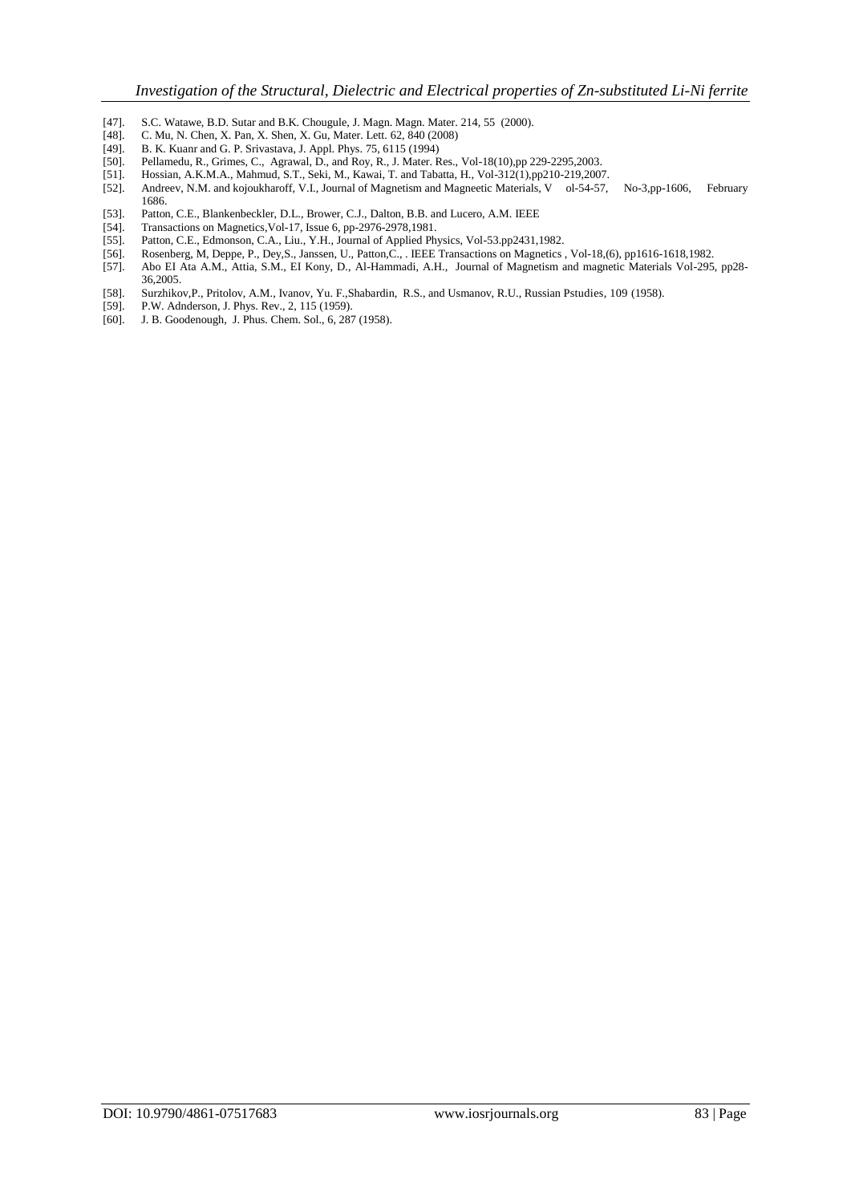[47]. S.C. Watawe, B.D. Sutar and B.K. Chougule, J. Magn. Magn. Mater. 214, 55 (2000).
[48]. C. Mu, N. Chen, X. Pan, X. Shen, X. Gu, Mater. Lett. 62, 840 (2008)
[49]. B. K. Kuanr and G. P. Srivastava, J. Appl. Phys. 75, 6115 (1994)
[50]. Pellamedu, R., Grimes, C., Agrawal, D., and Roy, R., J. Mater. Res., Vol-18(10),pp 229-2295,2003.
[51]. Hossian, A.K.M.A., Mahmud, S.T., Seki, M., Kawai, T. and Tabatta, H., Vol-312(1),pp210-219,2007.
[52]. Andreev, N.M. and kojoukharoff, V.I., Journal of Magnetism and Magneetic Materials, V ol-54-57, No-3,pp-1606, February 1686.
[53]. Patton, C.E., Blankenbeckler, D.L., Brower, C.J., Dalton, B.B. and Lucero, A.M. IEEE
[54]. Transactions on Magnetics,Vol-17, Issue 6, pp-2976-2978,1981.
[55]. Patton, C.E., Edmonson, C.A., Liu., Y.H., Journal of Applied Physics, Vol-53.pp2431,1982.
[56]. Rosenberg, M, Deppe, P., Dey,S., Janssen, U., Patton,C., . IEEE Transactions on Magnetics , Vol-18,(6), pp1616-1618,1982.
[57]. Abo EI Ata A.M., Attia, S.M., EI Kony, D., Al-Hammadi, A.H., Journal of Magnetism and magnetic Materials Vol-295, pp28-36,2005.
[58]. Surzhikov,P., Pritolov, A.M., Ivanov, Yu. F.,Shabardin, R.S., and Usmanov, R.U., Russian Pstudies, 109 (1958).
[59]. P.W. Adnderson, J. Phys. Rev., 2, 115 (1959).
[60]. J. B. Goodenough, J. Phus. Chem. Sol., 6, 287 (1958).